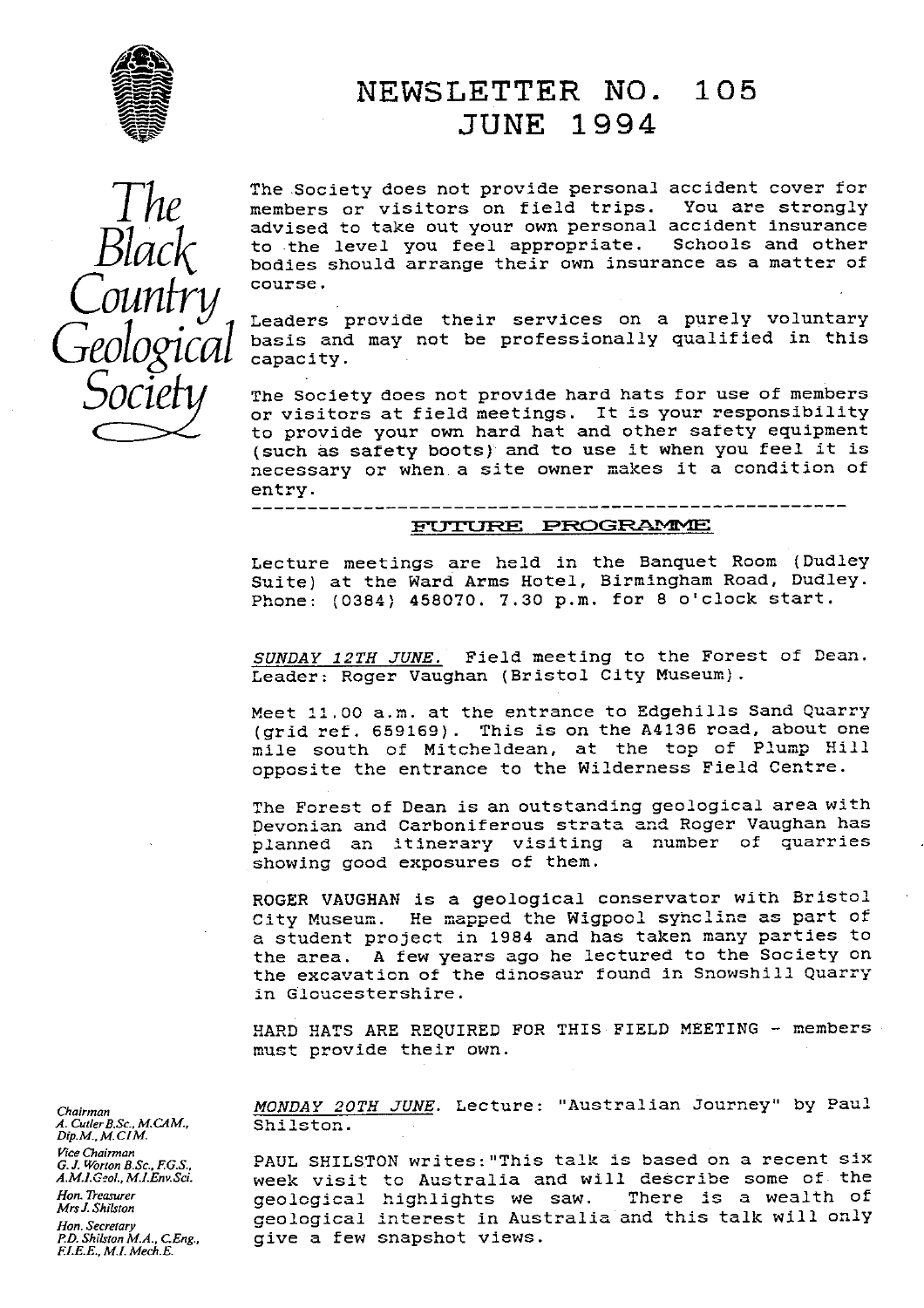# NEWSLETTER NO. 105
## JUNE 1994

The Black Country Geological Society

The Society does not provide personal accident cover for members or visitors on field trips. You are strongly advised to take out your own personal accident insurance to the level you feel appropriate. Schools and other bodies should arrange their own insurance as a matter of course.

Leaders provide their services on a purely voluntary basis and may not be professionally qualified in this capacity.

The Society does not provide hard hats for use of members or visitors at field meetings. It is your responsibility to provide your own hard hat and other safety equipment (such as safety boots) and to use it when you feel it is necessary or when a site owner makes it a condition of entry.

---

## FUTURE PROGRAMME

Lecture meetings are held in the Banquet Room (Dudley Suite) at the Ward Arms Hotel, Birmingham Road, Dudley. Phone: (0384) 458070. 7.30 p.m. for 8 o'clock start.

*SUNDAY 12TH JUNE.* Field meeting to the Forest of Dean. Leader: Roger Vaughan (Bristol City Museum).

Meet 11.00 a.m. at the entrance to Edgehills Sand Quarry (grid ref. 659169). This is on the A4136 road, about one mile south of Mitcheldean, at the top of Plump Hill opposite the entrance to the Wilderness Field Centre.

The Forest of Dean is an outstanding geological area with Devonian and Carboniferous strata and Roger Vaughan has planned an itinerary visiting a number of quarries showing good exposures of them.

ROGER VAUGHAN is a geological conservator with Bristol City Museum. He mapped the Wigpool syncline as part of a student project in 1984 and has taken many parties to the area. A few years ago he lectured to the Society on the excavation of the dinosaur found in Snowshill Quarry in Gloucestershire.

HARD HATS ARE REQUIRED FOR THIS FIELD MEETING - members must provide their own.

*MONDAY 20TH JUNE.* Lecture: "Australian Journey" by Paul Shilston.

PAUL SHILSTON writes:"This talk is based on a recent six week visit to Australia and will describe some of the geological highlights we saw. There is a wealth of geological interest in Australia and this talk will only give a few snapshot views.

*Chairman*
*A. Cutler B.Sc., M.CAM., Dip.M., M.CIM.*

*Vice Chairman*
*G. J. Worton B.Sc., F.G.S., A.M.I.Geol., M.I.Env.Sci.*

*Hon. Treasurer*
*Mrs J. Shilston*

*Hon. Secretary*
*P.D. Shilston M.A., C.Eng., F.I.E.E., M.I. Mech.E.*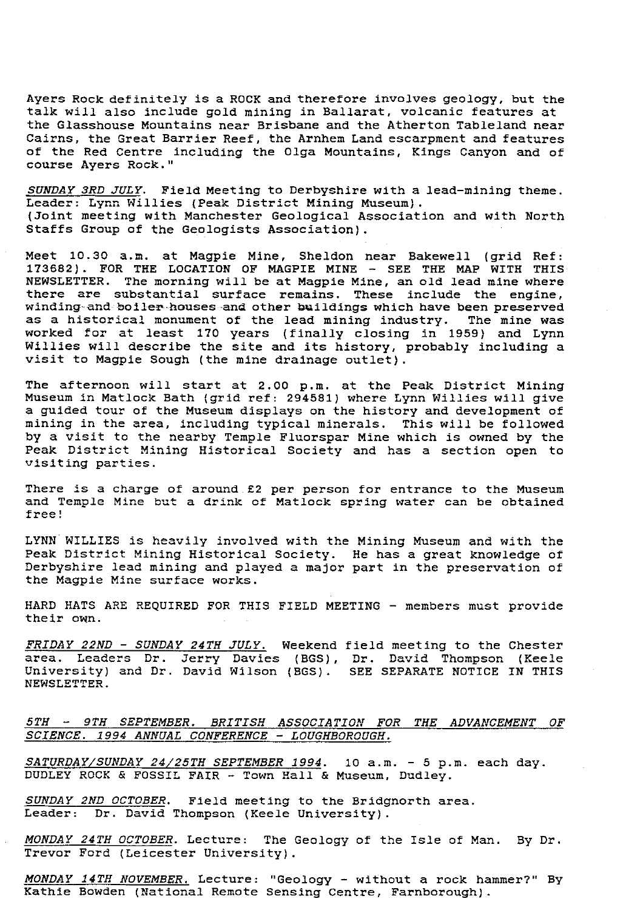Ayers Rock definitely is a ROCK and therefore involves geology, but the talk will also include gold mining in Ballarat, volcanic features at the Glasshouse Mountains near Brisbane and the Atherton Tableland near Cairns, the Great Barrier Reef, the Arnhem Land escarpment and features of the Red Centre including the Olga Mountains, Kings Canyon and of course Ayers Rock."

*SUNDAY 3RD JULY*. Field Meeting to Derbyshire with a lead-mining theme. Leader: Lynn Willies (Peak District Mining Museum). (Joint meeting with Manchester Geological Association and with North Staffs Group of the Geologists Association).

Meet 10.30 a.m. at Magpie Mine, Sheldon near Bakewell (grid Ref: 173682). FOR THE LOCATION OF MAGPIE MINE - SEE THE MAP WITH THIS NEWSLETTER. The morning will be at Magpie Mine, an old lead mine where there are substantial surface remains. These include the engine, winding and boiler houses and other buildings which have been preserved as a historical monument of the lead mining industry. The mine was worked for at least 170 years (finally closing in 1959) and Lynn Willies will describe the site and its history, probably including a visit to Magpie Sough (the mine drainage outlet).

The afternoon will start at 2.00 p.m. at the Peak District Mining Museum in Matlock Bath (grid ref: 294581) where Lynn Willies will give a guided tour of the Museum displays on the history and development of mining in the area, including typical minerals. This will be followed by a visit to the nearby Temple Fluorspar Mine which is owned by the Peak District Mining Historical Society and has a section open to visiting parties.

There is a charge of around £2 per person for entrance to the Museum and Temple Mine but a drink of Matlock spring water can be obtained free!

LYNN WILLIES is heavily involved with the Mining Museum and with the Peak District Mining Historical Society. He has a great knowledge of Derbyshire lead mining and played a major part in the preservation of the Magpie Mine surface works.

HARD HATS ARE REQUIRED FOR THIS FIELD MEETING - members must provide their own.

*FRIDAY 22ND - SUNDAY 24TH JULY.* Weekend field meeting to the Chester area. Leaders Dr. Jerry Davies (BGS), Dr. David Thompson (Keele University) and Dr. David Wilson (BGS). SEE SEPARATE NOTICE IN THIS NEWSLETTER.

*5TH - 9TH SEPTEMBER. BRITISH ASSOCIATION FOR THE ADVANCEMENT OF SCIENCE. 1994 ANNUAL CONFERENCE - LOUGHBOROUGH.*

*SATURDAY/SUNDAY 24/25TH SEPTEMBER 1994*. 10 a.m. - 5 p.m. each day. DUDLEY ROCK & FOSSIL FAIR - Town Hall & Museum, Dudley.

*SUNDAY 2ND OCTOBER*. Field meeting to the Bridgnorth area. Leader: Dr. David Thompson (Keele University).

*MONDAY 24TH OCTOBER*. Lecture: The Geology of the Isle of Man. By Dr. Trevor Ford (Leicester University).

*MONDAY 14TH NOVEMBER.* Lecture: "Geology - without a rock hammer?" By Kathie Bowden (National Remote Sensing Centre, Farnborough).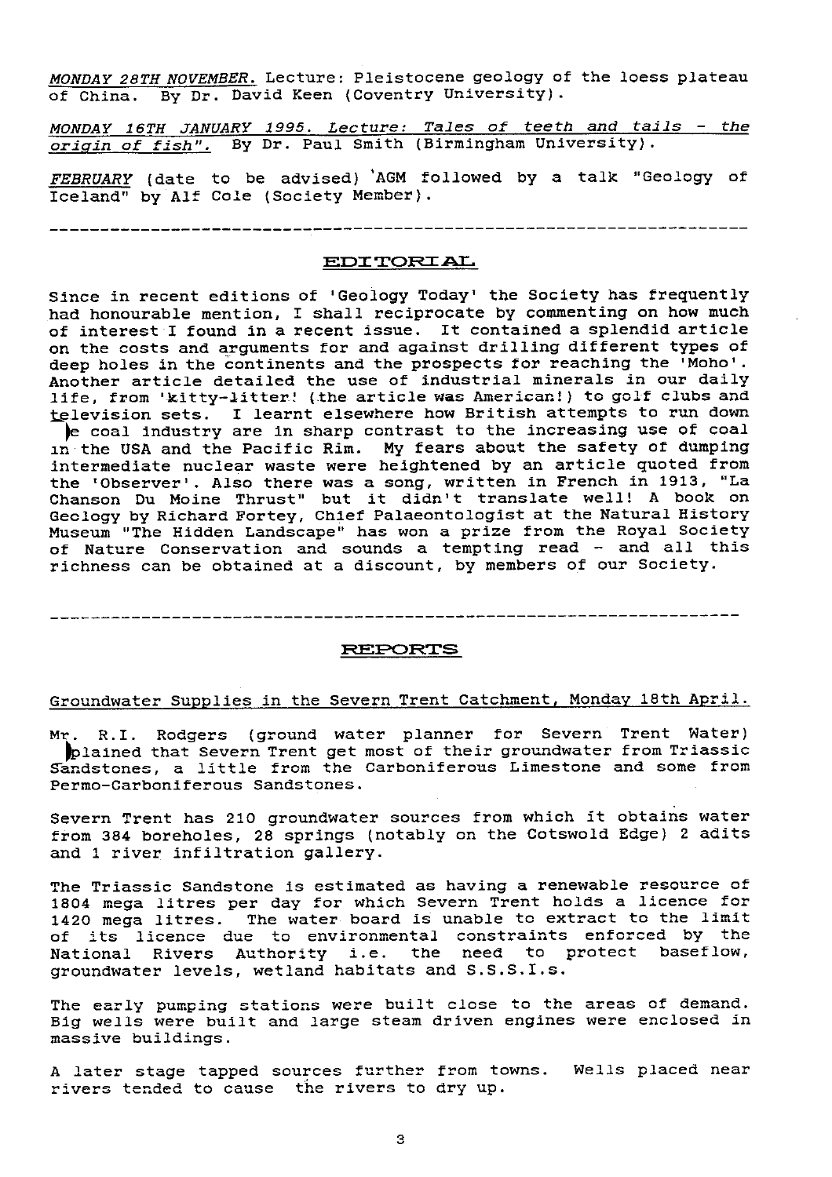*MONDAY 28TH NOVEMBER.* Lecture: Pleistocene geology of the loess plateau of China. By Dr. David Keen (Coventry University).

*MONDAY 16TH JANUARY 1995. Lecture: Tales of teeth and tails - the origin of fish".* By Dr. Paul Smith (Birmingham University).

*FEBRUARY* (date to be advised) AGM followed by a talk "Geology of Iceland" by Alf Cole (Society Member).

---

## EDITORIAL

Since in recent editions of 'Geology Today' the Society has frequently had honourable mention, I shall reciprocate by commenting on how much of interest I found in a recent issue. It contained a splendid article on the costs and arguments for and against drilling different types of deep holes in the continents and the prospects for reaching the 'Moho'. Another article detailed the use of industrial minerals in our daily life, from 'kitty-litter! (the article was American!) to golf clubs and television sets. I learnt elsewhere how British attempts to run down the coal industry are in sharp contrast to the increasing use of coal in the USA and the Pacific Rim. My fears about the safety of dumping intermediate nuclear waste were heightened by an article quoted from the 'Observer'. Also there was a song, written in French in 1913, "La Chanson Du Moine Thrust" but it didn't translate well! A book on Geology by Richard Fortey, Chief Palaeontologist at the Natural History Museum "The Hidden Landscape" has won a prize from the Royal Society of Nature Conservation and sounds a tempting read - and all this richness can be obtained at a discount, by members of our Society.

---

## REPORTS

Groundwater Supplies in the Severn Trent Catchment, Monday 18th April.

Mr. R.I. Rodgers (ground water planner for Severn Trent Water) explained that Severn Trent get most of their groundwater from Triassic Sandstones, a little from the Carboniferous Limestone and some from Permo-Carboniferous Sandstones.

Severn Trent has 210 groundwater sources from which it obtains water from 384 boreholes, 28 springs (notably on the Cotswold Edge) 2 adits and 1 river infiltration gallery.

The Triassic Sandstone is estimated as having a renewable resource of 1804 mega litres per day for which Severn Trent holds a licence for 1420 mega litres. The water board is unable to extract to the limit of its licence due to environmental constraints enforced by the National Rivers Authority i.e. the need to protect baseflow, groundwater levels, wetland habitats and S.S.S.I.s.

The early pumping stations were built close to the areas of demand. Big wells were built and large steam driven engines were enclosed in massive buildings.

A later stage tapped sources further from towns. Wells placed near rivers tended to cause the rivers to dry up.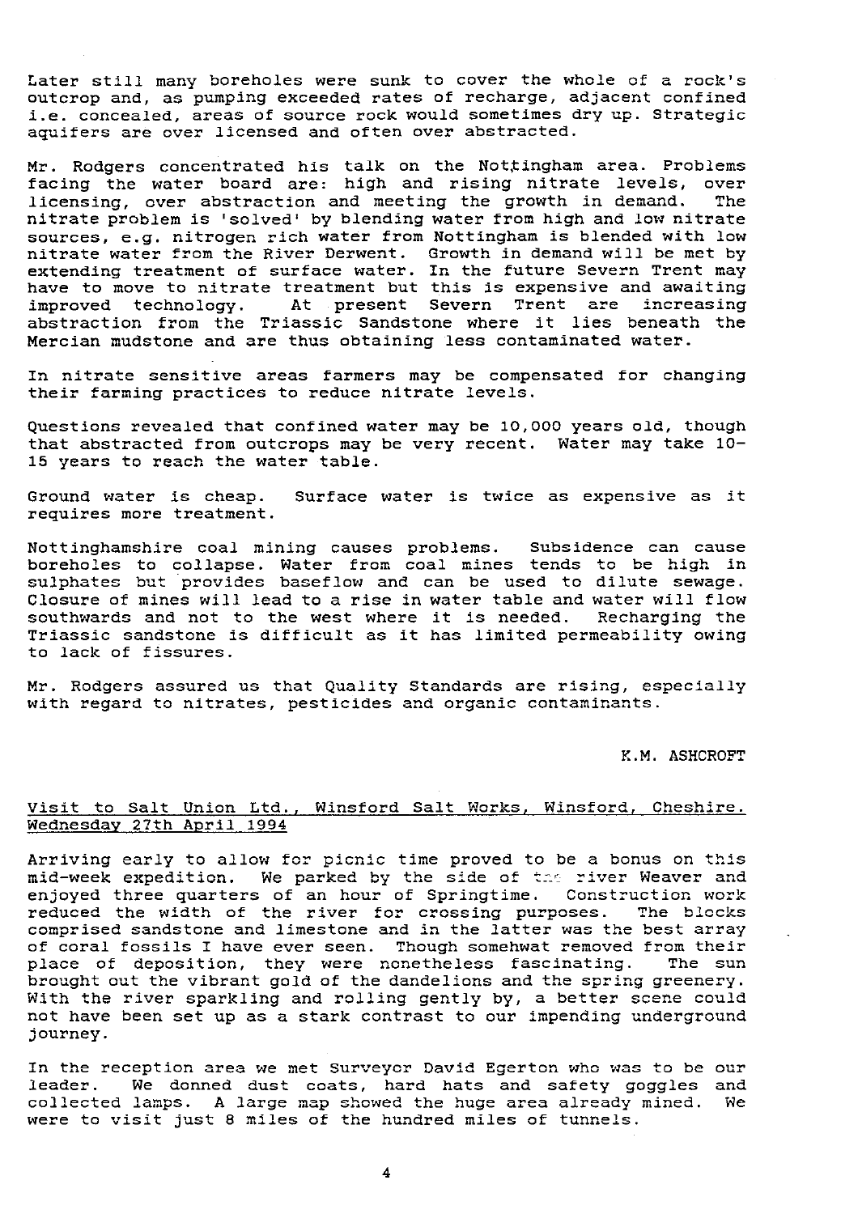Later still many boreholes were sunk to cover the whole of a rock's outcrop and, as pumping exceeded rates of recharge, adjacent confined i.e. concealed, areas of source rock would sometimes dry up. Strategic aquifers are over licensed and often over abstracted.

Mr. Rodgers concentrated his talk on the Nottingham area. Problems facing the water board are: high and rising nitrate levels, over licensing, over abstraction and meeting the growth in demand. The nitrate problem is 'solved' by blending water from high and low nitrate sources, e.g. nitrogen rich water from Nottingham is blended with low nitrate water from the River Derwent. Growth in demand will be met by extending treatment of surface water. In the future Severn Trent may have to move to nitrate treatment but this is expensive and awaiting improved technology. At present Severn Trent are increasing abstraction from the Triassic Sandstone where it lies beneath the Mercian mudstone and are thus obtaining less contaminated water.

In nitrate sensitive areas farmers may be compensated for changing their farming practices to reduce nitrate levels.

Questions revealed that confined water may be 10,000 years old, though that abstracted from outcrops may be very recent. Water may take 10-15 years to reach the water table.

Ground water is cheap. Surface water is twice as expensive as it requires more treatment.

Nottinghamshire coal mining causes problems. Subsidence can cause boreholes to collapse. Water from coal mines tends to be high in sulphates but provides baseflow and can be used to dilute sewage. Closure of mines will lead to a rise in water table and water will flow southwards and not to the west where it is needed. Recharging the Triassic sandstone is difficult as it has limited permeability owing to lack of fissures.

Mr. Rodgers assured us that Quality Standards are rising, especially with regard to nitrates, pesticides and organic contaminants.

K.M. ASHCROFT

## Visit to Salt Union Ltd., Winsford Salt Works, Winsford, Cheshire. Wednesday 27th April 1994

Arriving early to allow for picnic time proved to be a bonus on this mid-week expedition. We parked by the side of the river Weaver and enjoyed three quarters of an hour of Springtime. Construction work reduced the width of the river for crossing purposes. The blocks comprised sandstone and limestone and in the latter was the best array of coral fossils I have ever seen. Though somehwat removed from their place of deposition, they were nonetheless fascinating. The sun brought out the vibrant gold of the dandelions and the spring greenery. With the river sparkling and rolling gently by, a better scene could not have been set up as a stark contrast to our impending underground journey.

In the reception area we met Surveyor David Egerton who was to be our leader. We donned dust coats, hard hats and safety goggles and collected lamps. A large map showed the huge area already mined. We were to visit just 8 miles of the hundred miles of tunnels.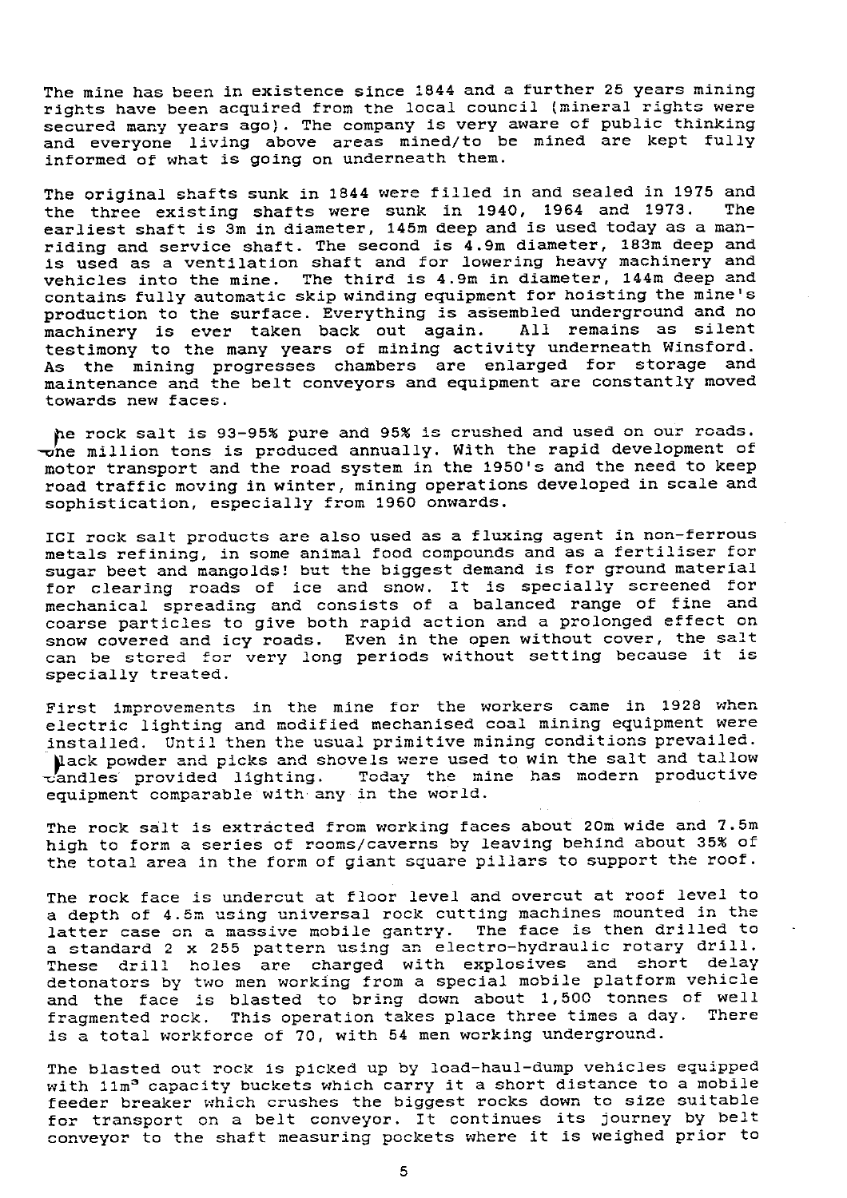The mine has been in existence since 1844 and a further 25 years mining rights have been acquired from the local council (mineral rights were secured many years ago). The company is very aware of public thinking and everyone living above areas mined/to be mined are kept fully informed of what is going on underneath them.

The original shafts sunk in 1844 were filled in and sealed in 1975 and the three existing shafts were sunk in 1940, 1964 and 1973. The earliest shaft is 3m in diameter, 145m deep and is used today as a man-riding and service shaft. The second is 4.9m diameter, 183m deep and is used as a ventilation shaft and for lowering heavy machinery and vehicles into the mine. The third is 4.9m in diameter, 144m deep and contains fully automatic skip winding equipment for hoisting the mine's production to the surface. Everything is assembled underground and no machinery is ever taken back out again. All remains as silent testimony to the many years of mining activity underneath Winsford. As the mining progresses chambers are enlarged for storage and maintenance and the belt conveyors and equipment are constantly moved towards new faces.

The rock salt is 93-95% pure and 95% is crushed and used on our roads. One million tons is produced annually. With the rapid development of motor transport and the road system in the 1950's and the need to keep road traffic moving in winter, mining operations developed in scale and sophistication, especially from 1960 onwards.

ICI rock salt products are also used as a fluxing agent in non-ferrous metals refining, in some animal food compounds and as a fertiliser for sugar beet and mangolds! but the biggest demand is for ground material for clearing roads of ice and snow. It is specially screened for mechanical spreading and consists of a balanced range of fine and coarse particles to give both rapid action and a prolonged effect on snow covered and icy roads. Even in the open without cover, the salt can be stored for very long periods without setting because it is specially treated.

First improvements in the mine for the workers came in 1928 when electric lighting and modified mechanised coal mining equipment were installed. Until then the usual primitive mining conditions prevailed. Black powder and picks and shovels were used to win the salt and tallow candles provided lighting. Today the mine has modern productive equipment comparable with any in the world.

The rock salt is extracted from working faces about 20m wide and 7.5m high to form a series of rooms/caverns by leaving behind about 35% of the total area in the form of giant square pillars to support the roof.

The rock face is undercut at floor level and overcut at roof level to a depth of 4.5m using universal rock cutting machines mounted in the latter case on a massive mobile gantry. The face is then drilled to a standard 2 x 255 pattern using an electro-hydraulic rotary drill. These drill holes are charged with explosives and short delay detonators by two men working from a special mobile platform vehicle and the face is blasted to bring down about 1,500 tonnes of well fragmented rock. This operation takes place three times a day. There is a total workforce of 70, with 54 men working underground.

The blasted out rock is picked up by load-haul-dump vehicles equipped with 11m$^3$ capacity buckets which carry it a short distance to a mobile feeder breaker which crushes the biggest rocks down to size suitable for transport on a belt conveyor. It continues its journey by belt conveyor to the shaft measuring pockets where it is weighed prior to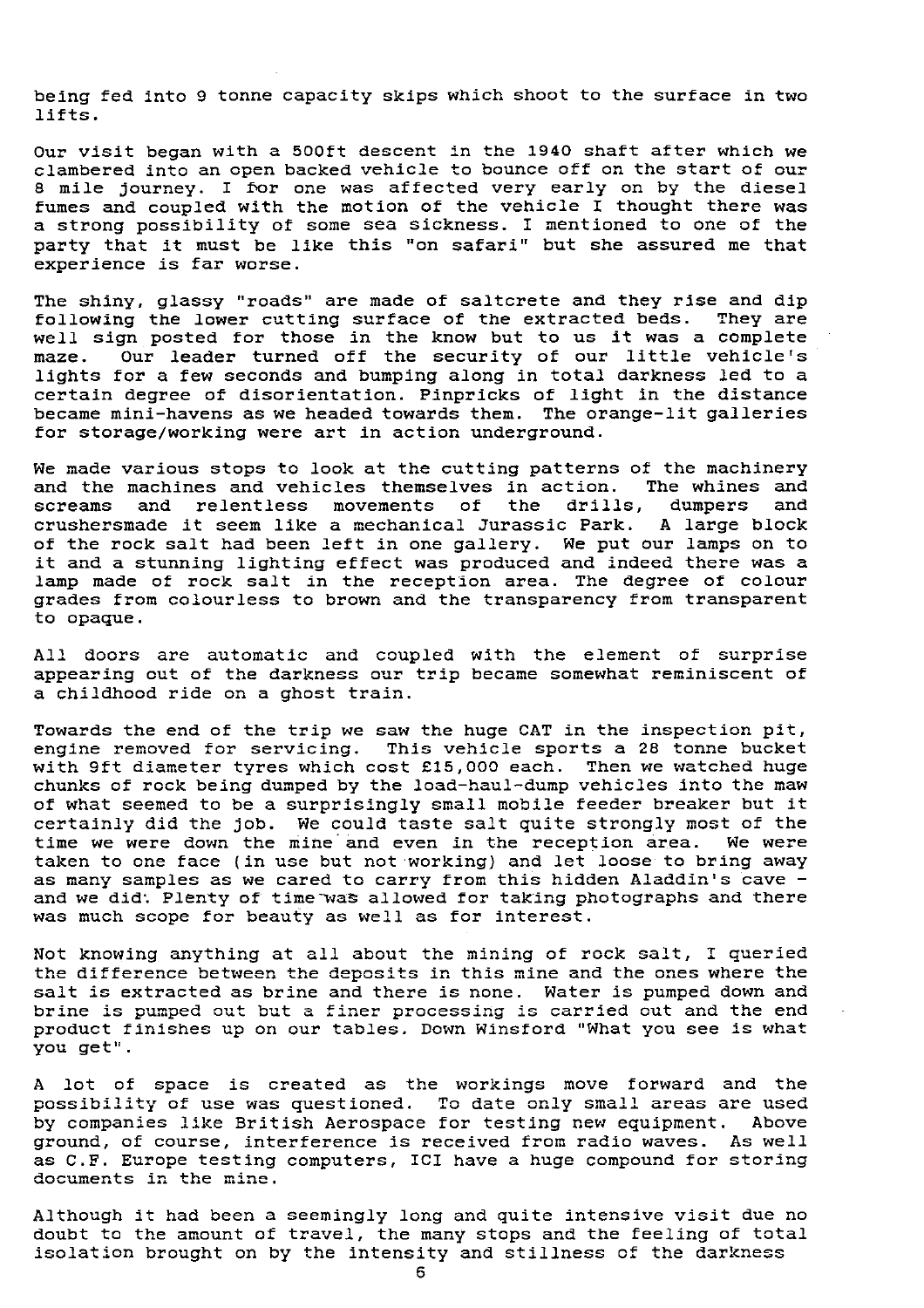being fed into 9 tonne capacity skips which shoot to the surface in two lifts.

Our visit began with a 500ft descent in the 1940 shaft after which we clambered into an open backed vehicle to bounce off on the start of our 8 mile journey. I for one was affected very early on by the diesel fumes and coupled with the motion of the vehicle I thought there was a strong possibility of some sea sickness. I mentioned to one of the party that it must be like this "on safari" but she assured me that experience is far worse.

The shiny, glassy "roads" are made of saltcrete and they rise and dip following the lower cutting surface of the extracted beds. They are well sign posted for those in the know but to us it was a complete maze. Our leader turned off the security of our little vehicle's lights for a few seconds and bumping along in total darkness led to a certain degree of disorientation. Pinpricks of light in the distance became mini-havens as we headed towards them. The orange-lit galleries for storage/working were art in action underground.

We made various stops to look at the cutting patterns of the machinery and the machines and vehicles themselves in action. The whines and screams and relentless movements of the drills, dumpers and crushersmade it seem like a mechanical Jurassic Park. A large block of the rock salt had been left in one gallery. We put our lamps on to it and a stunning lighting effect was produced and indeed there was a lamp made of rock salt in the reception area. The degree of colour grades from colourless to brown and the transparency from transparent to opaque.

All doors are automatic and coupled with the element of surprise appearing out of the darkness our trip became somewhat reminiscent of a childhood ride on a ghost train.

Towards the end of the trip we saw the huge CAT in the inspection pit, engine removed for servicing. This vehicle sports a 28 tonne bucket with 9ft diameter tyres which cost £15,000 each. Then we watched huge chunks of rock being dumped by the load-haul-dump vehicles into the maw of what seemed to be a surprisingly small mobile feeder breaker but it certainly did the job. We could taste salt quite strongly most of the time we were down the mine and even in the reception area. We were taken to one face (in use but not working) and let loose to bring away as many samples as we cared to carry from this hidden Aladdin's cave - and we did. Plenty of time was allowed for taking photographs and there was much scope for beauty as well as for interest.

Not knowing anything at all about the mining of rock salt, I queried the difference between the deposits in this mine and the ones where the salt is extracted as brine and there is none. Water is pumped down and brine is pumped out but a finer processing is carried out and the end product finishes up on our tables. Down Winsford "What you see is what you get".

A lot of space is created as the workings move forward and the possibility of use was questioned. To date only small areas are used by companies like British Aerospace for testing new equipment. Above ground, of course, interference is received from radio waves. As well as C.F. Europe testing computers, ICI have a huge compound for storing documents in the mine.

Although it had been a seemingly long and quite intensive visit due no doubt to the amount of travel, the many stops and the feeling of total isolation brought on by the intensity and stillness of the darkness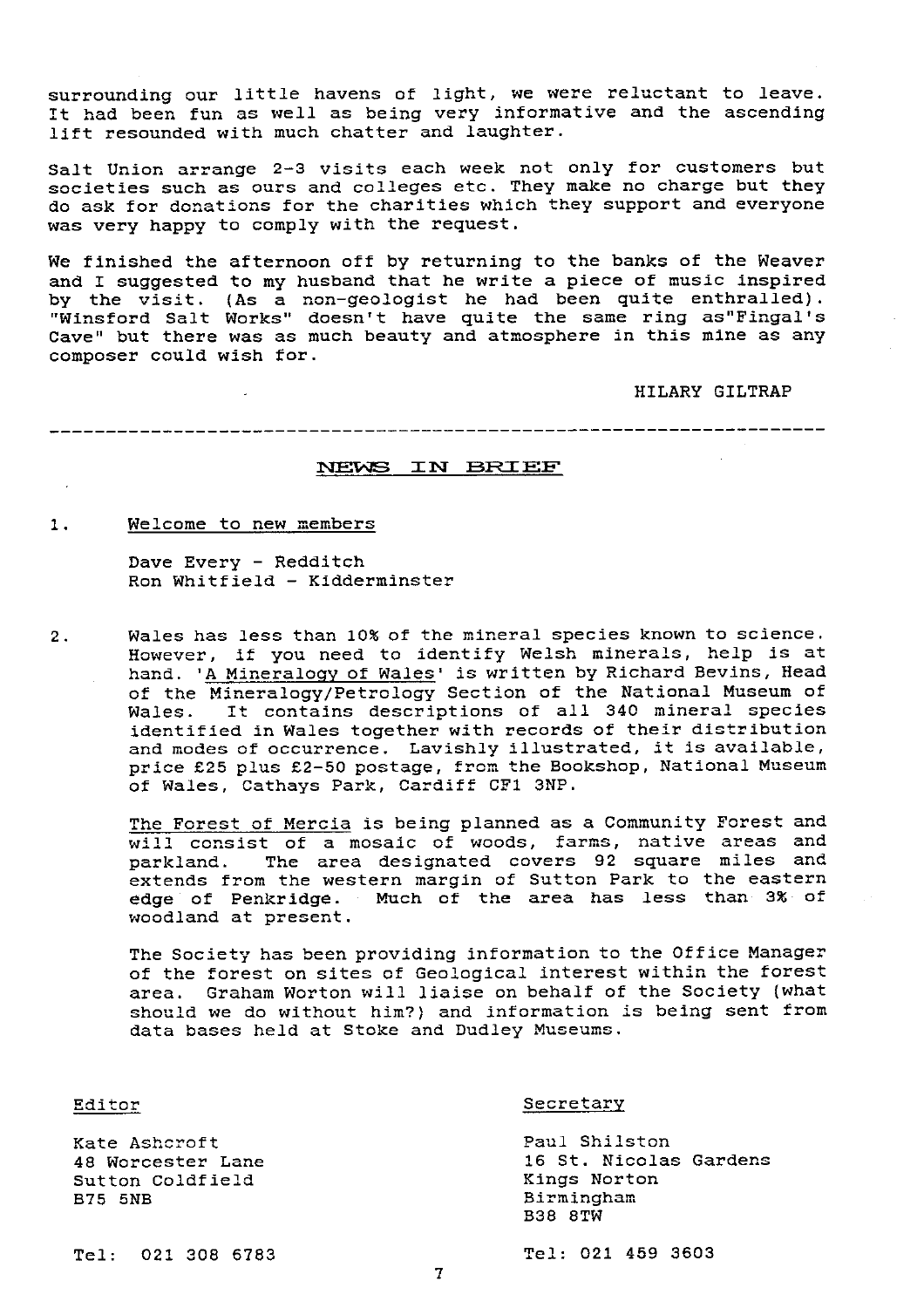surrounding our little havens of light, we were reluctant to leave. It had been fun as well as being very informative and the ascending lift resounded with much chatter and laughter.

Salt Union arrange 2-3 visits each week not only for customers but societies such as ours and colleges etc. They make no charge but they do ask for donations for the charities which they support and everyone was very happy to comply with the request.

We finished the afternoon off by returning to the banks of the Weaver and I suggested to my husband that he write a piece of music inspired by the visit. (As a non-geologist he had been quite enthralled). "Winsford Salt Works" doesn't have quite the same ring as"Fingal's Cave" but there was as much beauty and atmosphere in this mine as any composer could wish for.

HILARY GILTRAP

---

## NEWS IN BRIEF

1. Welcome to new members

   Dave Every - Redditch
   Ron Whitfield - Kidderminster

2. Wales has less than 10% of the mineral species known to science. However, if you need to identify Welsh minerals, help is at hand. '<u>A Mineralogy of Wales</u>' is written by Richard Bevins, Head of the Mineralogy/Petrology Section of the National Museum of Wales. It contains descriptions of all 340 mineral species identified in Wales together with records of their distribution and modes of occurrence. Lavishly illustrated, it is available, price £25 plus £2-50 postage, from the Bookshop, National Museum of Wales, Cathays Park, Cardiff CF1 3NP.

   <u>The Forest of Mercia</u> is being planned as a Community Forest and will consist of a mosaic of woods, farms, native areas and parkland. The area designated covers 92 square miles and extends from the western margin of Sutton Park to the eastern edge of Penkridge. Much of the area has less than 3% of woodland at present.

   The Society has been providing information to the Office Manager of the forest on sites of Geological interest within the forest area. Graham Worton will liaise on behalf of the Society (what should we do without him?) and information is being sent from data bases held at Stoke and Dudley Museums.

<u>Editor</u>

Kate Ashcroft
48 Worcester Lane
Sutton Coldfield
B75 5NB

Tel: 021 308 6783

<u>Secretary</u>

Paul Shilston
16 St. Nicolas Gardens
Kings Norton
Birmingham
B38 8TW

Tel: 021 459 3603